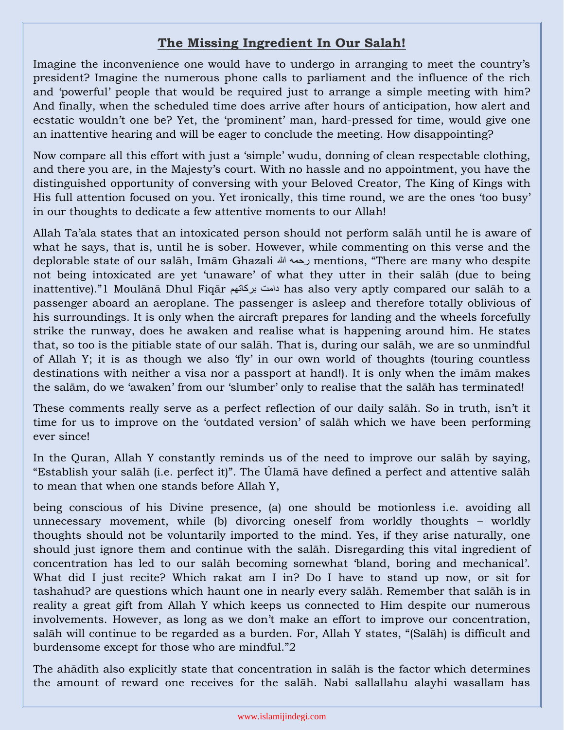# The Missing Ingredient In Our Salah!

Imagine the inconvenience one would have to undergo in arranging to meet the country's president? Imagine the numerous phone calls to parliament and the influence of the rich and 'powerful' people that would be required just to arrange a simple meeting with him? And finally, when the scheduled time does arrive after hours of anticipation, how alert and ecstatic wouldn't one be? Yet, the 'prominent' man, hard-pressed for time, would give one an inattentive hearing and will be eager to conclude the meeting. How disappointing?

Now compare all this effort with just a 'simple' wudu, donning of clean respectable clothing, and there you are, in the Majesty's court. With no hassle and no appointment, you have the distinguished opportunity of conversing with your Beloved Creator, The King of Kings with His full attention focused on you. Yet ironically, this time round, we are the ones 'too busy' in our thoughts to dedicate a few attentive moments to our Allah!

Allah Ta'ala states that an intoxicated person should not perform salāh until he is aware of what he says, that is, until he is sober. However, while commenting on this verse and the deplorable state of our salāh, Imām Ghazali رحمه الله mentions, "There are many who despite not being intoxicated are yet 'unaware' of what they utter in their salāh (due to being inattentive)."[1] Moulānā Dhul Fiqār دامت بركاتهم has also very aptly compared our salāh to a passenger aboard an aeroplane. The passenger is asleep and therefore totally oblivious of his surroundings. It is only when the aircraft prepares for landing and the wheels forcefully strike the runway, does he awaken and realise what is happening around him. He states that, so too is the pitiable state of our salāh. That is, during our salāh, we are so unmindful of Allah Y; it is as though we also 'fly' in our own world of thoughts (touring countless destinations with neither a visa nor a passport at hand!). It is only when the imām makes the salām, do we 'awaken' from our 'slumber' only to realise that the salāh has terminated!

These comments really serve as a perfect reflection of our daily salāh. So in truth, isn't it time for us to improve on the 'outdated version' of salāh which we have been performing ever since!

In the Quran, Allah Y constantly reminds us of the need to improve our salāh by saying, "Establish your salāh (i.e. perfect it)". The Úlamā have defined a perfect and attentive salāh to mean that when one stands before Allah Y,

being conscious of his Divine presence, (a) one should be motionless i.e. avoiding all unnecessary movement, while (b) divorcing oneself from worldly thoughts – worldly thoughts should not be voluntarily imported to the mind. Yes, if they arise naturally, one should just ignore them and continue with the salāh. Disregarding this vital ingredient of concentration has led to our salāh becoming somewhat 'bland, boring and mechanical'. What did I just recite? Which rakat am I in? Do I have to stand up now, or sit for tashahud? are questions which haunt one in nearly every salāh. Remember that salāh is in reality a great gift from Allah Y which keeps us connected to Him despite our numerous involvements. However, as long as we don't make an effort to improve our concentration, salāh will continue to be regarded as a burden. For, Allah Y states, "(Salāh) is difficult and burdensome except for those who are mindful."[2]

The ahādīth also explicitly state that concentration in salāh is the factor which determines the amount of reward one receives for the salāh. Nabi sallallahu alayhi wasallam has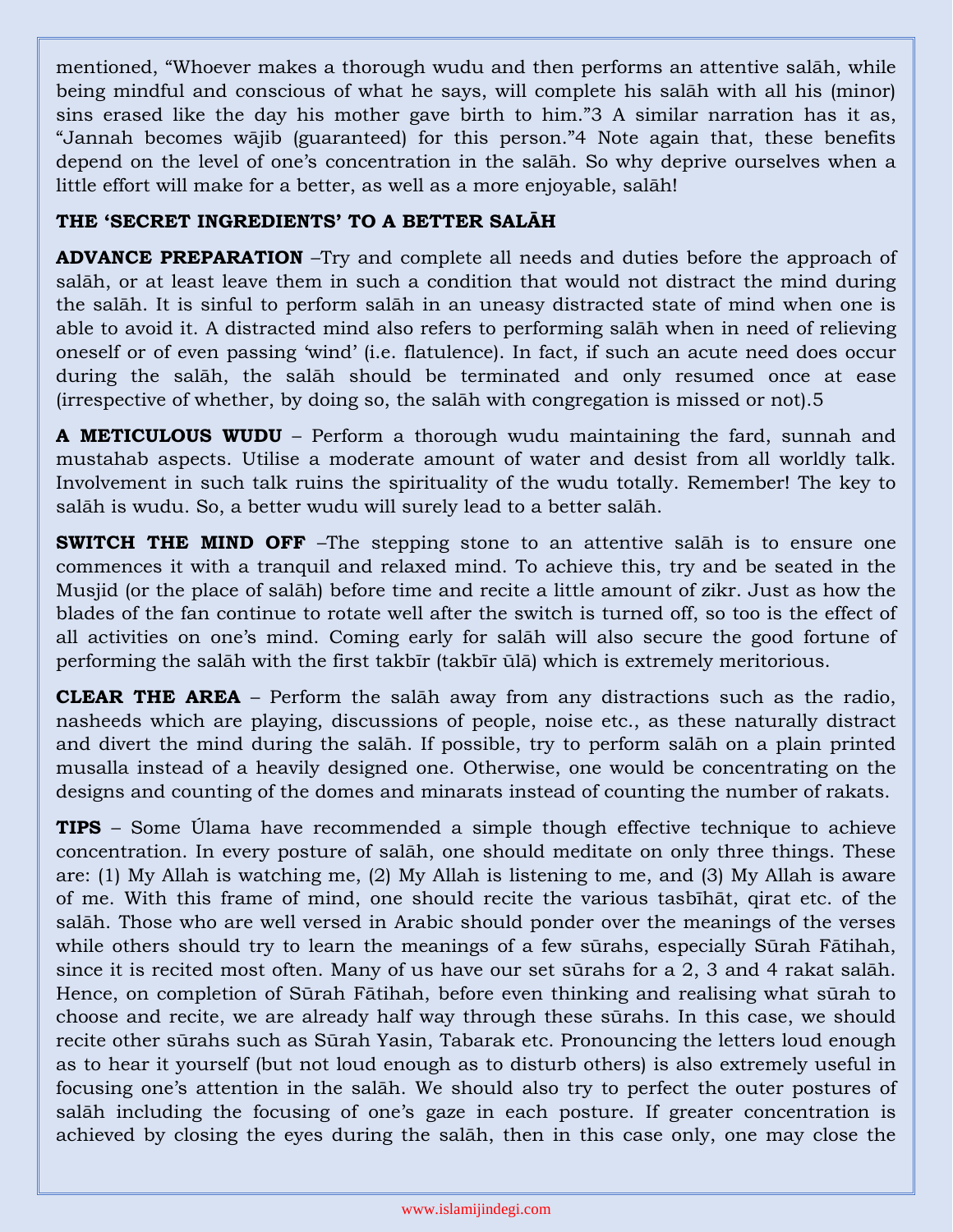mentioned, "Whoever makes a thorough wudu and then performs an attentive salāh, while being mindful and conscious of what he says, will complete his salāh with all his (minor) sins erased like the day his mother gave birth to him."[3] A similar narration has it as, "Jannah becomes wājib (guaranteed) for this person."[4] Note again that, these benefits depend on the level of one's concentration in the salāh. So why deprive ourselves when a little effort will make for a better, as well as a more enjoyable, salāh!

**THE 'SECRET INGREDIENTS' TO A BETTER SALĀH**

**ADVANCE PREPARATION** –Try and complete all needs and duties before the approach of salāh, or at least leave them in such a condition that would not distract the mind during the salāh. It is sinful to perform salāh in an uneasy distracted state of mind when one is able to avoid it. A distracted mind also refers to performing salāh when in need of relieving oneself or of even passing 'wind' (i.e. flatulence). In fact, if such an acute need does occur during the salāh, the salāh should be terminated and only resumed once at ease (irrespective of whether, by doing so, the salāh with congregation is missed or not).[5]

**A METICULOUS WUDU** – Perform a thorough wudu maintaining the fard, sunnah and mustahab aspects. Utilise a moderate amount of water and desist from all worldly talk. Involvement in such talk ruins the spirituality of the wudu totally. Remember! The key to salāh is wudu. So, a better wudu will surely lead to a better salāh.

**SWITCH THE MIND OFF** –The stepping stone to an attentive salāh is to ensure one commences it with a tranquil and relaxed mind. To achieve this, try and be seated in the Musjid (or the place of salāh) before time and recite a little amount of zikr. Just as how the blades of the fan continue to rotate well after the switch is turned off, so too is the effect of all activities on one's mind. Coming early for salāh will also secure the good fortune of performing the salāh with the first takbīr (takbīr ūlā) which is extremely meritorious.

**CLEAR THE AREA** – Perform the salāh away from any distractions such as the radio, nasheeds which are playing, discussions of people, noise etc., as these naturally distract and divert the mind during the salāh. If possible, try to perform salāh on a plain printed musalla instead of a heavily designed one. Otherwise, one would be concentrating on the designs and counting of the domes and minarats instead of counting the number of rakats.

**TIPS** – Some Úlama have recommended a simple though effective technique to achieve concentration. In every posture of salāh, one should meditate on only three things. These are: (1) My Allah is watching me, (2) My Allah is listening to me, and (3) My Allah is aware of me. With this frame of mind, one should recite the various tasbīhāt, qirat etc. of the salāh. Those who are well versed in Arabic should ponder over the meanings of the verses while others should try to learn the meanings of a few sūrahs, especially Sūrah Fātihah, since it is recited most often. Many of us have our set sūrahs for a 2, 3 and 4 rakat salāh. Hence, on completion of Sūrah Fātihah, before even thinking and realising what sūrah to choose and recite, we are already half way through these sūrahs. In this case, we should recite other sūrahs such as Sūrah Yasin, Tabarak etc. Pronouncing the letters loud enough as to hear it yourself (but not loud enough as to disturb others) is also extremely useful in focusing one's attention in the salāh. We should also try to perfect the outer postures of salāh including the focusing of one's gaze in each posture. If greater concentration is achieved by closing the eyes during the salāh, then in this case only, one may close the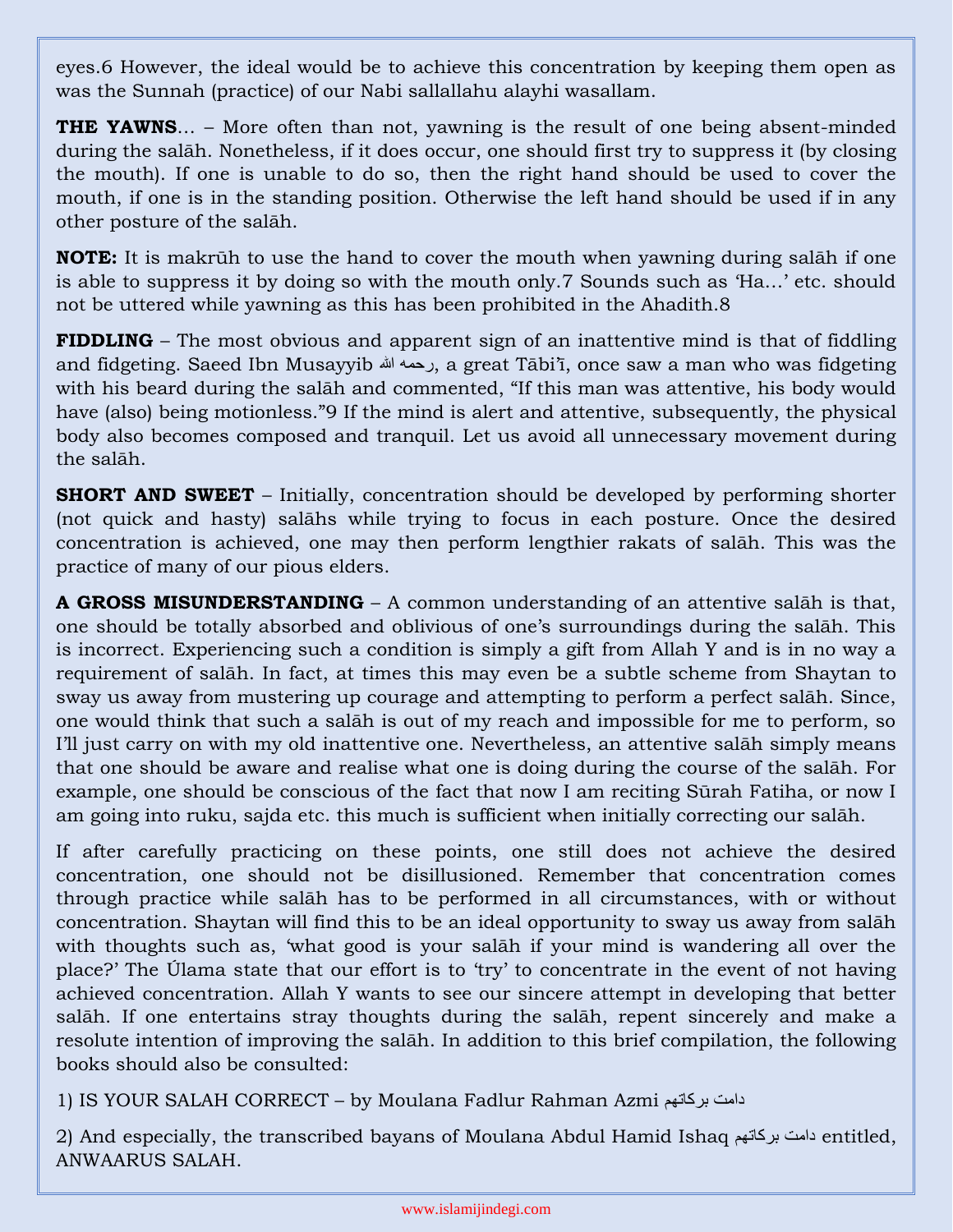eyes.[6] However, the ideal would be to achieve this concentration by keeping them open as was the Sunnah (practice) of our Nabi sallallahu alayhi wasallam.

**THE YAWNS**… – More often than not, yawning is the result of one being absent-minded during the salāh. Nonetheless, if it does occur, one should first try to suppress it (by closing the mouth). If one is unable to do so, then the right hand should be used to cover the mouth, if one is in the standing position. Otherwise the left hand should be used if in any other posture of the salāh.

**NOTE:** It is makrūh to use the hand to cover the mouth when yawning during salāh if one is able to suppress it by doing so with the mouth only.[7] Sounds such as 'Ha…' etc. should not be uttered while yawning as this has been prohibited in the Ahadith.[8]

**FIDDLING** – The most obvious and apparent sign of an inattentive mind is that of fiddling and fidgeting. Saeed Ibn Musayyib رحمه الله, a great Tābi'ī, once saw a man who was fidgeting with his beard during the salāh and commented, "If this man was attentive, his body would have (also) being motionless."[9] If the mind is alert and attentive, subsequently, the physical body also becomes composed and tranquil. Let us avoid all unnecessary movement during the salāh.

**SHORT AND SWEET** – Initially, concentration should be developed by performing shorter (not quick and hasty) salāhs while trying to focus in each posture. Once the desired concentration is achieved, one may then perform lengthier rakats of salāh. This was the practice of many of our pious elders.

**A GROSS MISUNDERSTANDING** – A common understanding of an attentive salāh is that, one should be totally absorbed and oblivious of one's surroundings during the salāh. This is incorrect. Experiencing such a condition is simply a gift from Allah Y and is in no way a requirement of salāh. In fact, at times this may even be a subtle scheme from Shaytan to sway us away from mustering up courage and attempting to perform a perfect salāh. Since, one would think that such a salāh is out of my reach and impossible for me to perform, so I'll just carry on with my old inattentive one. Nevertheless, an attentive salāh simply means that one should be aware and realise what one is doing during the course of the salāh. For example, one should be conscious of the fact that now I am reciting Sūrah Fatiha, or now I am going into ruku, sajda etc. this much is sufficient when initially correcting our salāh.

If after carefully practicing on these points, one still does not achieve the desired concentration, one should not be disillusioned. Remember that concentration comes through practice while salāh has to be performed in all circumstances, with or without concentration. Shaytan will find this to be an ideal opportunity to sway us away from salāh with thoughts such as, 'what good is your salāh if your mind is wandering all over the place?' The Úlama state that our effort is to 'try' to concentrate in the event of not having achieved concentration. Allah Y wants to see our sincere attempt in developing that better salāh. If one entertains stray thoughts during the salāh, repent sincerely and make a resolute intention of improving the salāh. In addition to this brief compilation, the following books should also be consulted:

1) IS YOUR SALAH CORRECT – by Moulana Fadlur Rahman Azmi دامت بركاتهم

2) And especially, the transcribed bayans of Moulana Abdul Hamid Ishaq دامت بركاتهم entitled, ANWAARUS SALAH.